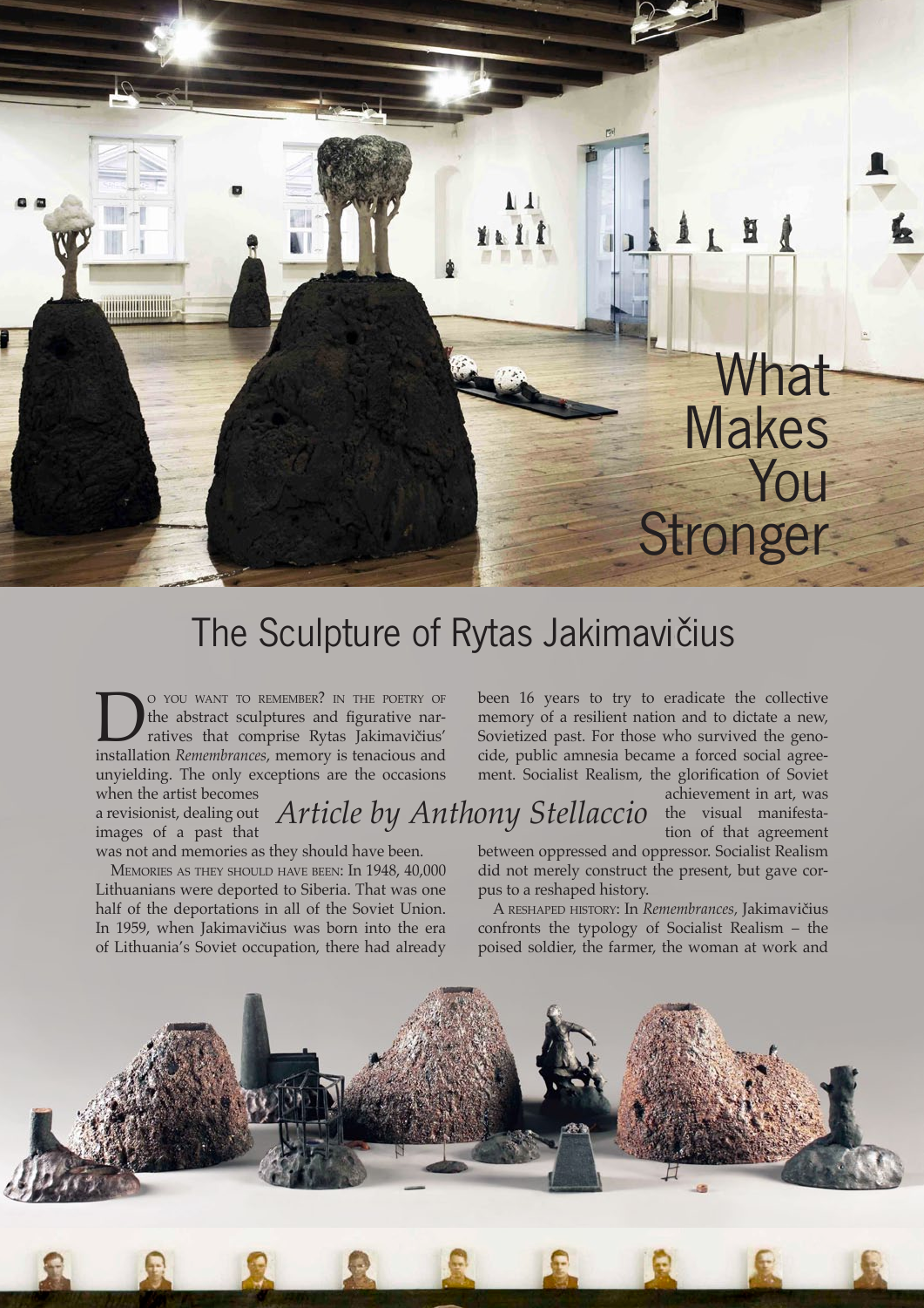# What Makes You Stronger

## The Sculpture of Rytas Jakimavičius

*Article by Anthony Stellaccio*

Do you want to remember? In the poetry of the abstract sculptures and figurative narratives that comprise Rytas Jakimavičius' installation *Remembrances*, memory is tenacious and unyielding. The only exceptions are the occasions when the artist becomes a revisionist, dealing out images of a past that was not and memories as they should have been.

Memories as they should have been: In 1948, 40,000 Lithuanians were deported to Siberia. That was one half of the deportations in all of the Soviet Union. In 1959, when Jakimavičius was born into the era of Lithuania's Soviet occupation, there had already been 16 years to try to eradicate the collective memory of a resilient nation and to dictate a new, Sovietized past. For those who survived the genocide, public amnesia became a forced social agreement. Socialist Realism, the glorification of Soviet achievement in art, was the visual manifestation of that agreement between oppressed and oppressor. Socialist Realism did not merely construct the present, but gave corpus to a reshaped history.

A reshaped history: In *Remembrances*, Jakimavičius confronts the typology of Socialist Realism – the poised soldier, the farmer, the woman at work and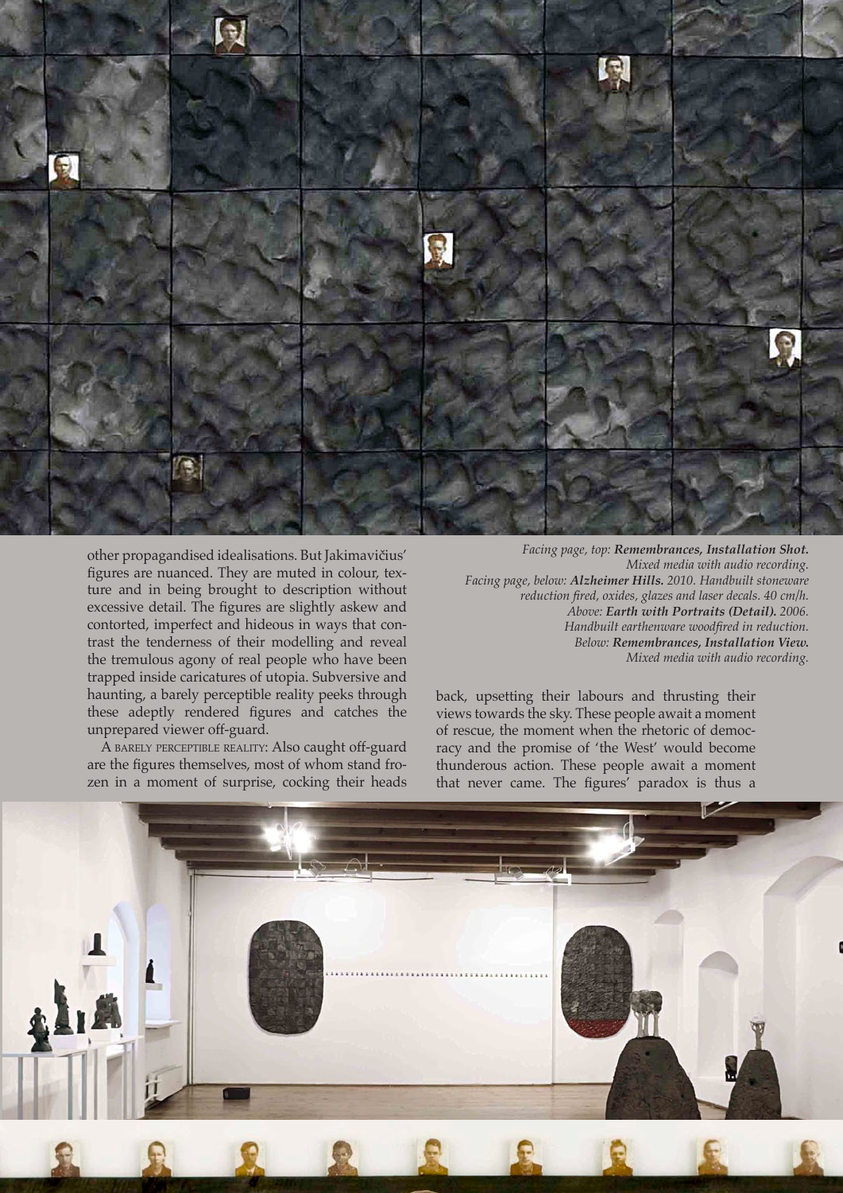other propagandised idealisations. But Jakimavičius' figures are nuanced. They are muted in colour, texture and in being brought to description without excessive detail. The figures are slightly askew and contorted, imperfect and hideous in ways that contrast the tenderness of their modelling and reveal the tremulous agony of real people who have been trapped inside caricatures of utopia. Subversive and haunting, a barely perceptible reality peeks through these adeptly rendered figures and catches the unprepared viewer off-guard.

A BARELY PERCEPTIBLE REALITY: Also caught off-guard are the figures themselves, most of whom stand frozen in a moment of surprise, cocking their heads back, upsetting their labours and thrusting their views towards the sky. These people await a moment of rescue, the moment when the rhetoric of democracy and the promise of 'the West' would become thunderous action. These people await a moment that never came. The figures' paradox is thus a

*Facing page, top: **Remembrances, Installation Shot.** Mixed media with audio recording.*
*Facing page, below: **Alzheimer Hills.** 2010. Handbuilt stoneware reduction fired, oxides, glazes and laser decals. 40 cm/h.*
*Above: **Earth with Portraits (Detail).** 2006. Handbuilt earthenware woodfired in reduction.*
*Below: **Remembrances, Installation View.** Mixed media with audio recording.*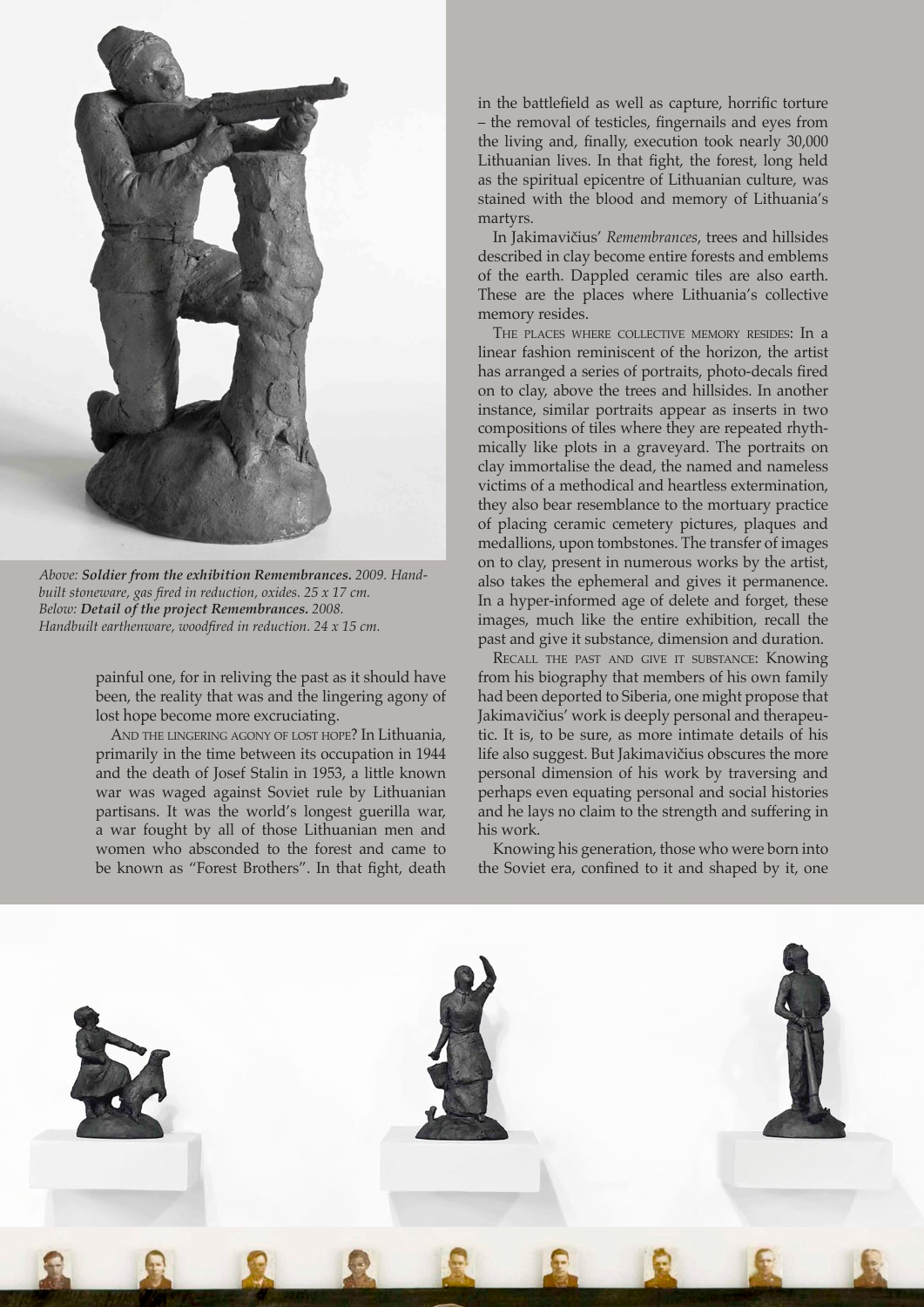*Above:* ***Soldier from the exhibition Remembrances.*** *2009. Handbuilt stoneware, gas fired in reduction, oxides. 25 x 17 cm.*
*Below:* ***Detail of the project Remembrances.*** *2008. Handbuilt earthenware, woodfired in reduction. 24 x 15 cm.*

painful one, for in reliving the past as it should have been, the reality that was and the lingering agony of lost hope become more excruciating.

AND THE LINGERING AGONY OF LOST HOPE? In Lithuania, primarily in the time between its occupation in 1944 and the death of Josef Stalin in 1953, a little known war was waged against Soviet rule by Lithuanian partisans. It was the world's longest guerilla war, a war fought by all of those Lithuanian men and women who absconded to the forest and came to be known as "Forest Brothers". In that fight, death in the battlefield as well as capture, horrific torture – the removal of testicles, fingernails and eyes from the living and, finally, execution took nearly 30,000 Lithuanian lives. In that fight, the forest, long held as the spiritual epicentre of Lithuanian culture, was stained with the blood and memory of Lithuania's martyrs.

In Jakimavičius' *Remembrances*, trees and hillsides described in clay become entire forests and emblems of the earth. Dappled ceramic tiles are also earth. These are the places where Lithuania's collective memory resides.

THE PLACES WHERE COLLECTIVE MEMORY RESIDES: In a linear fashion reminiscent of the horizon, the artist has arranged a series of portraits, photo-decals fired on to clay, above the trees and hillsides. In another instance, similar portraits appear as inserts in two compositions of tiles where they are repeated rhythmically like plots in a graveyard. The portraits on clay immortalise the dead, the named and nameless victims of a methodical and heartless extermination, they also bear resemblance to the mortuary practice of placing ceramic cemetery pictures, plaques and medallions, upon tombstones. The transfer of images on to clay, present in numerous works by the artist, also takes the ephemeral and gives it permanence. In a hyper-informed age of delete and forget, these images, much like the entire exhibition, recall the past and give it substance, dimension and duration.

RECALL THE PAST AND GIVE IT SUBSTANCE: Knowing from his biography that members of his own family had been deported to Siberia, one might propose that Jakimavičius' work is deeply personal and therapeutic. It is, to be sure, as more intimate details of his life also suggest. But Jakimavičius obscures the more personal dimension of his work by traversing and perhaps even equating personal and social histories and he lays no claim to the strength and suffering in his work.

Knowing his generation, those who were born into the Soviet era, confined to it and shaped by it, one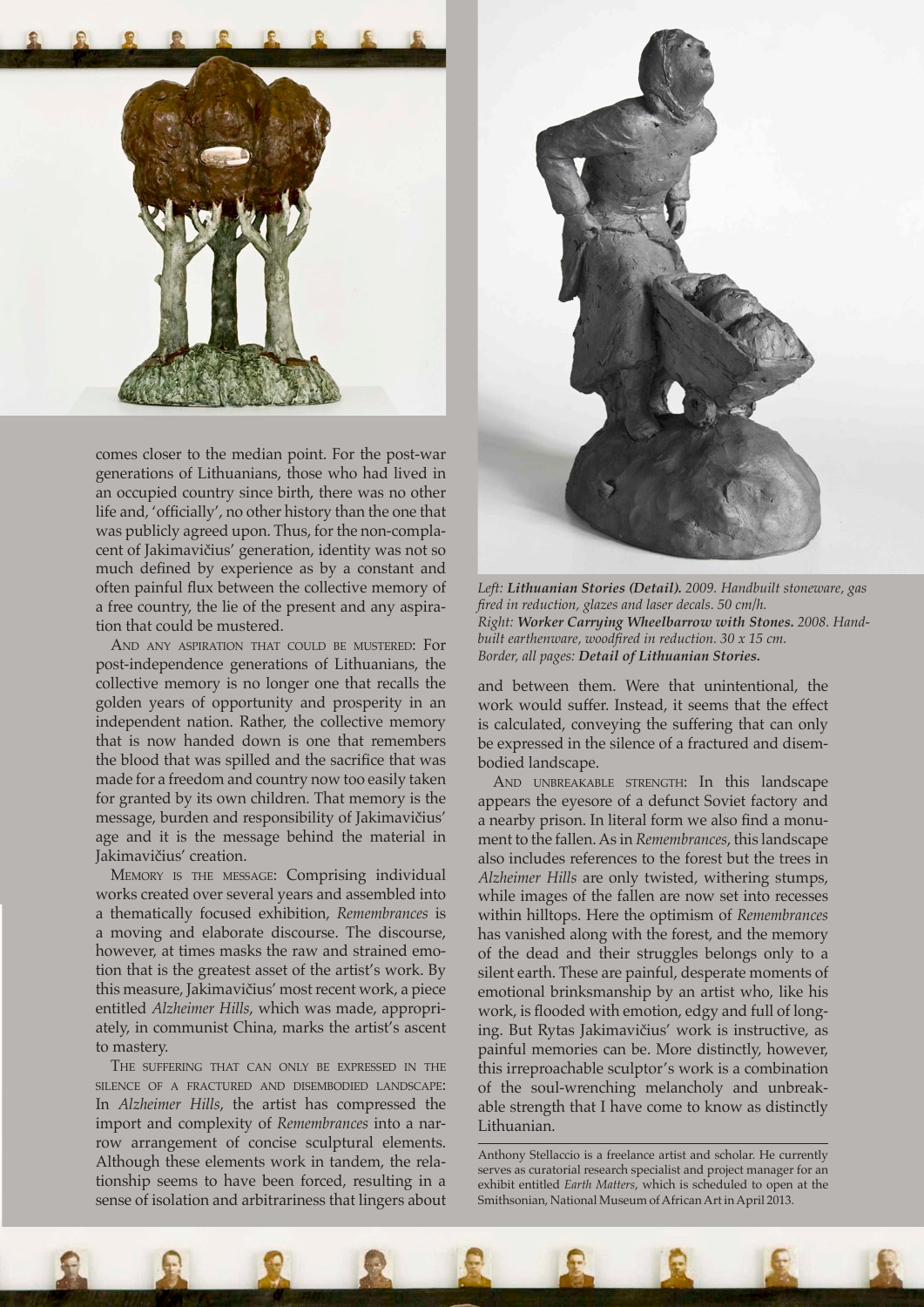comes closer to the median point. For the post-war generations of Lithuanians, those who had lived in an occupied country since birth, there was no other life and, 'officially', no other history than the one that was publicly agreed upon. Thus, for the non-complacent of Jakimavičius' generation, identity was not so much defined by experience as by a constant and often painful flux between the collective memory of a free country, the lie of the present and any aspiration that could be mustered.

AND ANY ASPIRATION THAT COULD BE MUSTERED: For post-independence generations of Lithuanians, the collective memory is no longer one that recalls the golden years of opportunity and prosperity in an independent nation. Rather, the collective memory that is now handed down is one that remembers the blood that was spilled and the sacrifice that was made for a freedom and country now too easily taken for granted by its own children. That memory is the message, burden and responsibility of Jakimavičius' age and it is the message behind the material in Jakimavičius' creation.

MEMORY IS THE MESSAGE: Comprising individual works created over several years and assembled into a thematically focused exhibition, *Remembrances* is a moving and elaborate discourse. The discourse, however, at times masks the raw and strained emotion that is the greatest asset of the artist's work. By this measure, Jakimavičius' most recent work, a piece entitled *Alzheimer Hills*, which was made, appropriately, in communist China, marks the artist's ascent to mastery.

THE SUFFERING THAT CAN ONLY BE EXPRESSED IN THE SILENCE OF A FRACTURED AND DISEMBODIED LANDSCAPE: In *Alzheimer Hills*, the artist has compressed the import and complexity of *Remembrances* into a narrow arrangement of concise sculptural elements. Although these elements work in tandem, the relationship seems to have been forced, resulting in a sense of isolation and arbitrariness that lingers about and between them. Were that unintentional, the work would suffer. Instead, it seems that the effect is calculated, conveying the suffering that can only be expressed in the silence of a fractured and disembodied landscape.

AND UNBREAKABLE STRENGTH: In this landscape appears the eyesore of a defunct Soviet factory and a nearby prison. In literal form we also find a monument to the fallen. As in *Remembrances*, this landscape also includes references to the forest but the trees in *Alzheimer Hills* are only twisted, withering stumps, while images of the fallen are now set into recesses within hilltops. Here the optimism of *Remembrances* has vanished along with the forest, and the memory of the dead and their struggles belongs only to a silent earth. These are painful, desperate moments of emotional brinksmanship by an artist who, like his work, is flooded with emotion, edgy and full of longing. But Rytas Jakimavičius' work is instructive, as painful memories can be. More distinctly, however, this irreproachable sculptor's work is a combination of the soul-wrenching melancholy and unbreakable strength that I have come to know as distinctly Lithuanian.

*Left: **Lithuanian Stories (Detail).** 2009. Handbuilt stoneware, gas fired in reduction, glazes and laser decals. 50 cm/h.*
*Right: **Worker Carrying Wheelbarrow with Stones.** 2008. Handbuilt earthenware, woodfired in reduction. 30 x 15 cm.*
*Border, all pages: **Detail of Lithuanian Stories.***

---

Anthony Stellaccio is a freelance artist and scholar. He currently serves as curatorial research specialist and project manager for an exhibit entitled *Earth Matters*, which is scheduled to open at the Smithsonian, National Museum of African Art in April 2013.